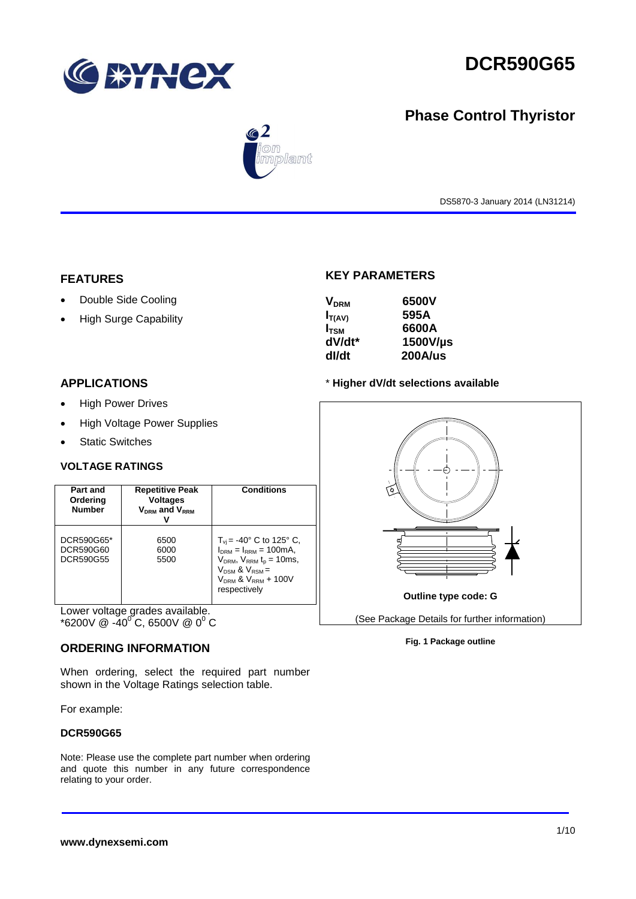# DCR590G65

## Phase Control Thyristor

DS5870-3 January 2014 (LN31214)

## FEATURES

- Double Side Cooling
- High Surge Capability

## APPLICATIONS

- High Power Drives
- High Voltage Power Supplies
- Static Switches

## KEY PARAMETERS

| | |
|---|---|
| $V_{DRM}$ | 6500V |
| $I_{T(AV)}$ | 595A |
| $I_{TSM}$ | 6600A |
| dV/dt* | 1500V/µs |
| dI/dt | 200A/us |

**\* Higher dV/dt selections available**

## VOLTAGE RATINGS

| Part and Ordering Number | Repetitive Peak Voltages $V_{DRM}$ and $V_{RRM}$ V | Conditions |
|---|---|---|
| DCR590G65* DCR590G60 DCR590G55 | 6500 6000 5500 | $T_{vj}$ = -40° C to 125° C, $I_{DRM} = I_{RRM}$ = 100mA, $V_{DRM}$, $V_{RRM}$ $t_p$ = 10ms, $V_{DSM}$ & $V_{RSM}$ = $V_{DRM}$ & $V_{RRM}$ + 100V respectively |

Lower voltage grades available.
*6200V @ -40° C, 6500V @ 0° C

Outline type code: G

(See Package Details for further information)

**Fig. 1 Package outline**

## ORDERING INFORMATION

When ordering, select the required part number shown in the Voltage Ratings selection table.

For example:

**DCR590G65**

Note: Please use the complete part number when ordering and quote this number in any future correspondence relating to your order.

**www.dynexsemi.com**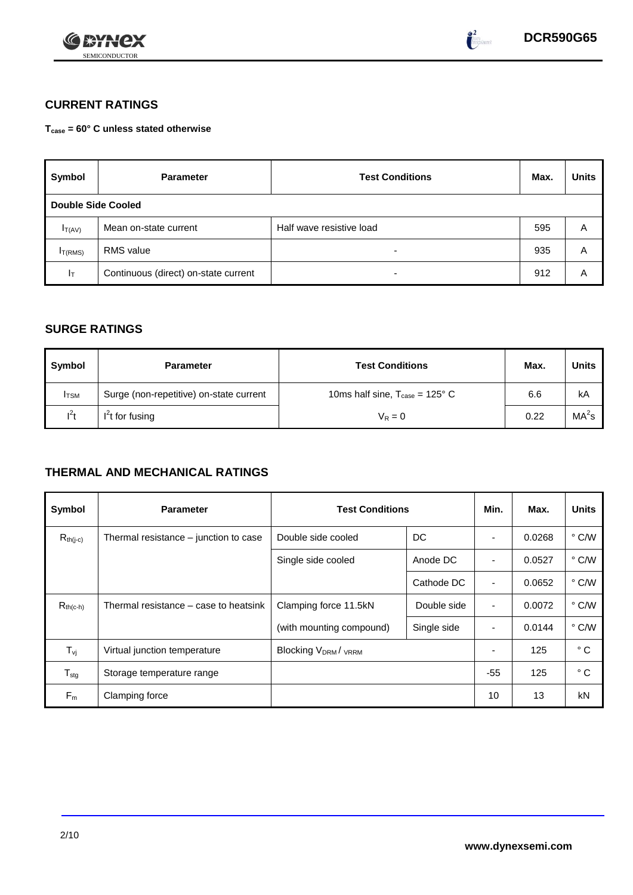## CURRENT RATINGS

**$T_{case}$ = 60° C unless stated otherwise**

| Symbol | Parameter | Test Conditions | Max. | Units |
|---|---|---|---|---|
| **Double Side Cooled** | | | | |
| $I_{T(AV)}$ | Mean on-state current | Half wave resistive load | 595 | A |
| $I_{T(RMS)}$ | RMS value | - | 935 | A |
| $I_T$ | Continuous (direct) on-state current | - | 912 | A |

## SURGE RATINGS

| Symbol | Parameter | Test Conditions | Max. | Units |
|---|---|---|---|---|
| $I_{TSM}$ | Surge (non-repetitive) on-state current | 10ms half sine, $T_{case}$ = 125° C | 6.6 | kA |
| $I^2t$ | $I^2t$ for fusing | $V_R = 0$ | 0.22 | $MA^2s$ |

## THERMAL AND MECHANICAL RATINGS

| Symbol | Parameter | Test Conditions | | Min. | Max. | Units |
|---|---|---|---|---|---|---|
| $R_{th(j-c)}$ | Thermal resistance – junction to case | Double side cooled | DC | - | 0.0268 | ° C/W |
| | | Single side cooled | Anode DC | - | 0.0527 | ° C/W |
| | | | Cathode DC | - | 0.0652 | ° C/W |
| $R_{th(c-h)}$ | Thermal resistance – case to heatsink | Clamping force 11.5kN | Double side | - | 0.0072 | ° C/W |
| | | (with mounting compound) | Single side | - | 0.0144 | ° C/W |
| $T_{vj}$ | Virtual junction temperature | Blocking $V_{DRM}$ / $V_{RRM}$ | | - | 125 | ° C |
| $T_{stg}$ | Storage temperature range | | | -55 | 125 | ° C |
| $F_m$ | Clamping force | | | 10 | 13 | kN |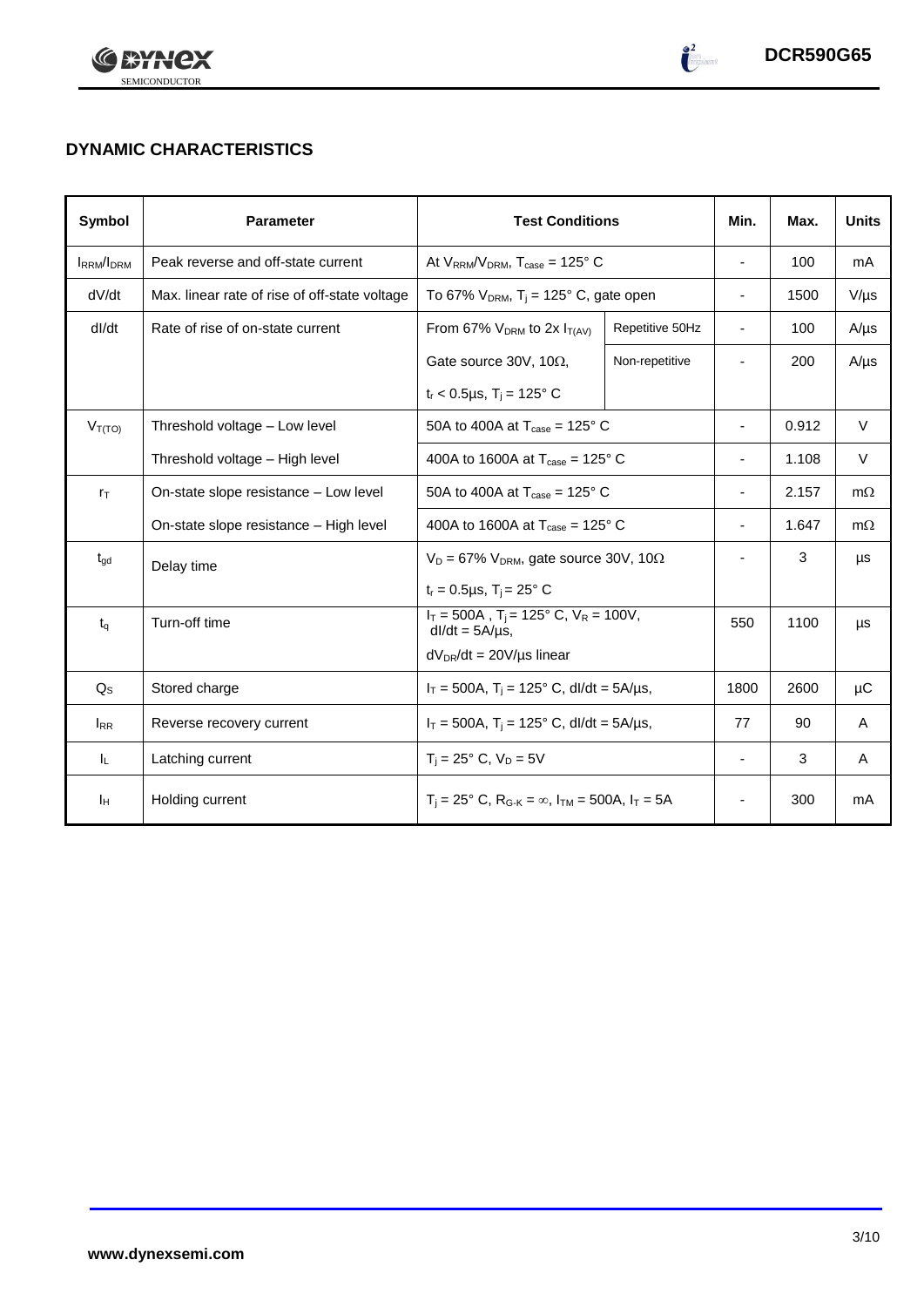## DYNAMIC CHARACTERISTICS

| Symbol | Parameter | Test Conditions | | Min. | Max. | Units |
|---|---|---|---|---|---|---|
| $I_{RRM}/I_{DRM}$ | Peak reverse and off-state current | At $V_{RRM}/V_{DRM}$, $T_{case}$ = 125° C | | - | 100 | mA |
| dV/dt | Max. linear rate of rise of off-state voltage | To 67% $V_{DRM}$, $T_j$ = 125° C, gate open | | - | 1500 | V/µs |
| dI/dt | Rate of rise of on-state current | From 67% $V_{DRM}$ to 2x $I_{T(AV)}$ | Repetitive 50Hz | - | 100 | A/µs |
| | | Gate source 30V, 10Ω, $t_r$ < 0.5µs, $T_j$ = 125° C | Non-repetitive | - | 200 | A/µs |
| $V_{T(TO)}$ | Threshold voltage – Low level | 50A to 400A at $T_{case}$ = 125° C | | - | 0.912 | V |
| | Threshold voltage – High level | 400A to 1600A at $T_{case}$ = 125° C | | - | 1.108 | V |
| $r_T$ | On-state slope resistance – Low level | 50A to 400A at $T_{case}$ = 125° C | | - | 2.157 | mΩ |
| | On-state slope resistance – High level | 400A to 1600A at $T_{case}$ = 125° C | | - | 1.647 | mΩ |
| $t_{gd}$ | Delay time | $V_D$ = 67% $V_{DRM}$, gate source 30V, 10Ω, $t_r$ = 0.5µs, $T_j$ = 25° C | | - | 3 | µs |
| $t_q$ | Turn-off time | $I_T$ = 500A, $T_j$ = 125° C, $V_R$ = 100V, dI/dt = 5A/µs, $dV_{DR}/dt$ = 20V/µs linear | | 550 | 1100 | µs |
| $Q_S$ | Stored charge | $I_T$ = 500A, $T_j$ = 125° C, dI/dt = 5A/µs, | | 1800 | 2600 | µC |
| $I_{RR}$ | Reverse recovery current | $I_T$ = 500A, $T_j$ = 125° C, dI/dt = 5A/µs, | | 77 | 90 | A |
| $I_L$ | Latching current | $T_j$ = 25° C, $V_D$ = 5V | | - | 3 | A |
| $I_H$ | Holding current | $T_j$ = 25° C, $R_{G-K}$ = ∞, $I_{TM}$ = 500A, $I_T$ = 5A | | - | 300 | mA |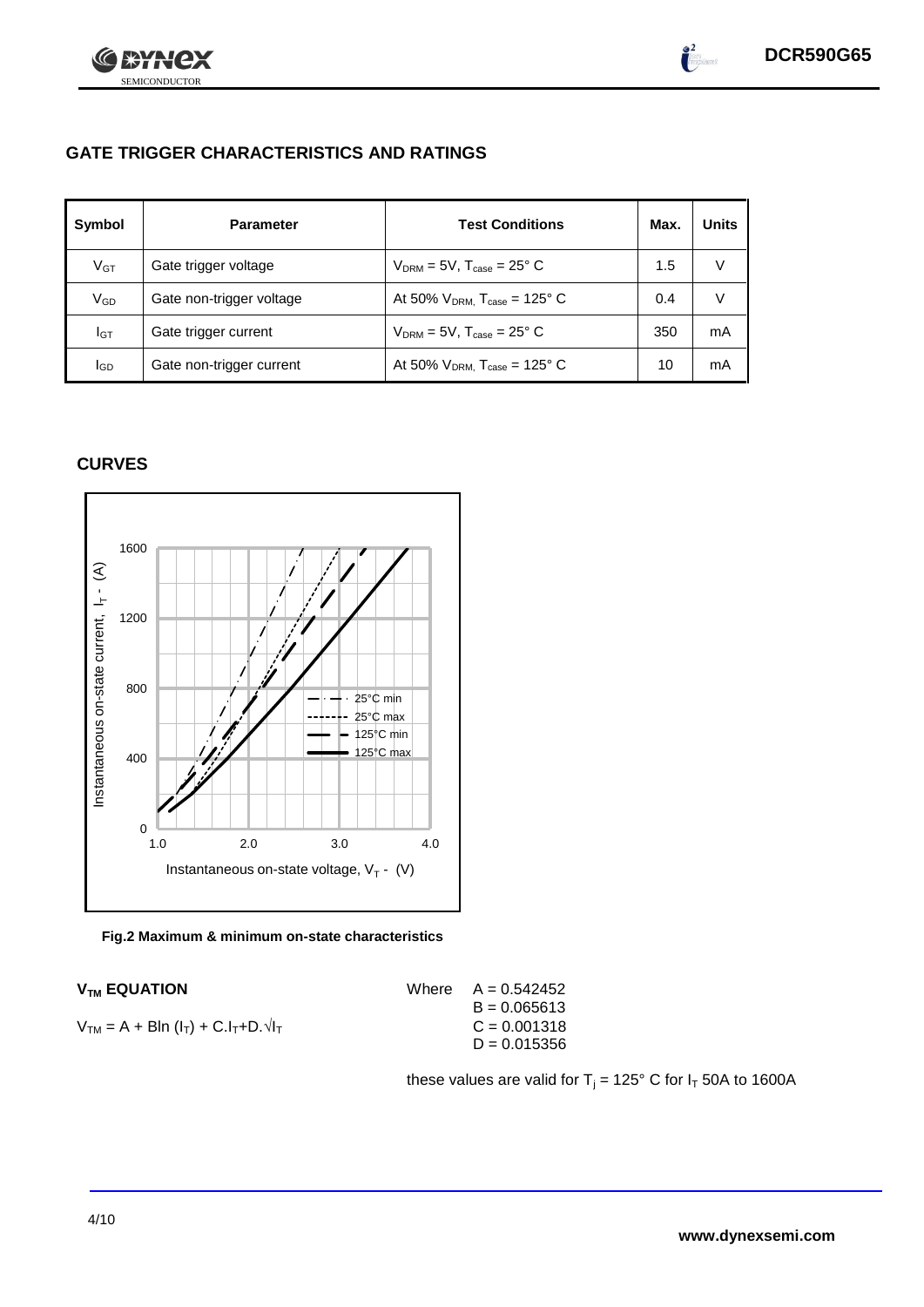## GATE TRIGGER CHARACTERISTICS AND RATINGS

| Symbol | Parameter | Test Conditions | Max. | Units |
|---|---|---|---|---|
| $V_{GT}$ | Gate trigger voltage | $V_{DRM}$ = 5V, $T_{case}$ = 25° C | 1.5 | V |
| $V_{GD}$ | Gate non-trigger voltage | At 50% $V_{DRM,}$ $T_{case}$ = 125° C | 0.4 | V |
| $I_{GT}$ | Gate trigger current | $V_{DRM}$ = 5V, $T_{case}$ = 25° C | 350 | mA |
| $I_{GD}$ | Gate non-trigger current | At 50% $V_{DRM,}$ $T_{case}$ = 125° C | 10 | mA |

## CURVES

**Fig.2 Maximum & minimum on-state characteristics**

### $V_{TM}$ EQUATION

$V_{TM} = A + B\ln(I_T) + C.I_T + D.\sqrt{I_T}$

Where
A = 0.542452
B = 0.065613
C = 0.001318
D = 0.015356

these values are valid for $T_j$ = 125° C for $I_T$ 50A to 1600A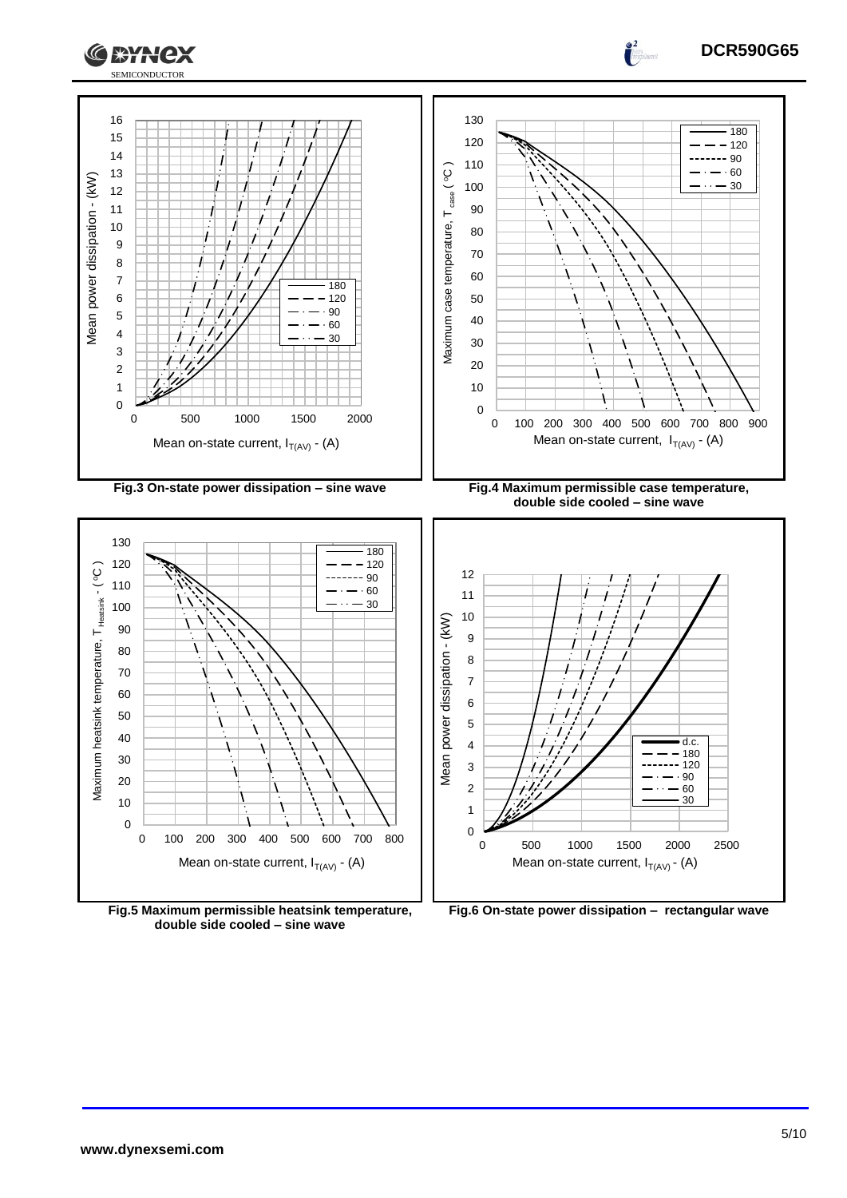Fig.3 On-state power dissipation – sine wave

Fig.4 Maximum permissible case temperature, double side cooled – sine wave

Fig.5 Maximum permissible heatsink temperature, double side cooled – sine wave

Fig.6 On-state power dissipation – rectangular wave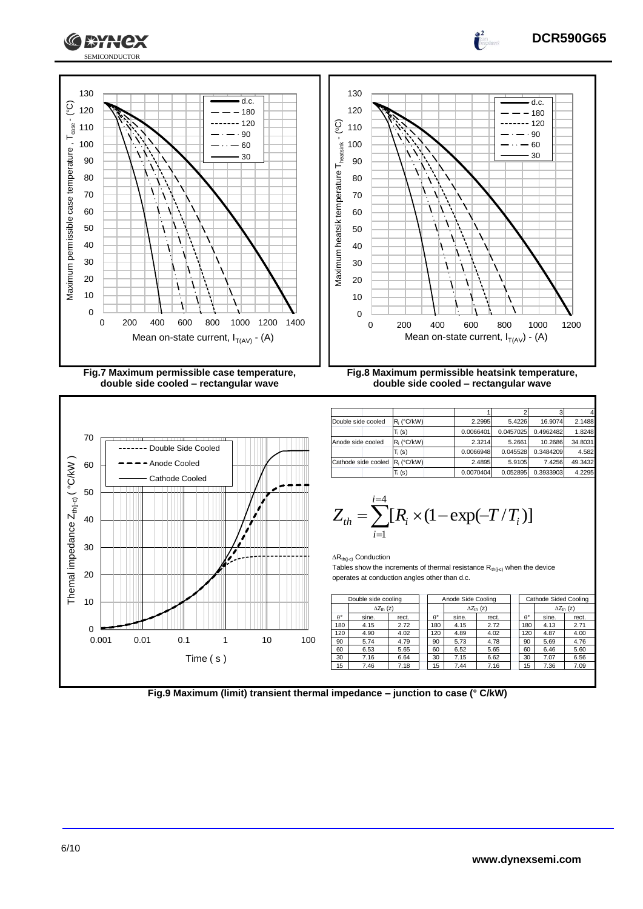Fig.7 Maximum permissible case temperature, double side cooled – rectangular wave

Fig.8 Maximum permissible heatsink temperature, double side cooled – rectangular wave

| | | 1 | 2 | 3 | 4 |
|---|---|---|---|---|---|
| Double side cooled | $R_i$ (°C/kW) | 2.2995 | 5.4226 | 16.9074 | 2.1488 |
| | $T_i$ (s) | 0.0066401 | 0.0457025 | 0.4962482 | 1.8248 |
| Anode side cooled | $R_i$ (°C/kW) | 2.3214 | 5.2661 | 10.2686 | 34.8031 |
| | $T_i$ (s) | 0.0066948 | 0.045528 | 0.3484209 | 4.582 |
| Cathode side cooled | $R_i$ (°C/kW) | 2.4895 | 5.9105 | 7.4256 | 49.3432 |
| | $T_i$ (s) | 0.0070404 | 0.052895 | 0.3933903 | 4.2295 |

$$Z_{th} = \sum_{i=1}^{i=4} [R_i \times (1 - \exp(-T/T_i)]$$

$\Delta R_{th(j\text{-}c)}$ Conduction

Tables show the increments of thermal resistance $R_{th(j\text{-}c)}$ when the device operates at conduction angles other than d.c.

Double side cooling

| θ° | $\Delta Z_{th}$ (z) sine. | $\Delta Z_{th}$ (z) rect. |
|---|---|---|
| 180 | 4.15 | 2.72 |
| 120 | 4.90 | 4.02 |
| 90 | 5.74 | 4.79 |
| 60 | 6.53 | 5.65 |
| 30 | 7.16 | 6.64 |
| 15 | 7.46 | 7.18 |

Anode Side Cooling

| θ° | $\Delta Z_{th}$ (z) sine. | $\Delta Z_{th}$ (z) rect. |
|---|---|---|
| 180 | 4.15 | 2.72 |
| 120 | 4.89 | 4.02 |
| 90 | 5.73 | 4.78 |
| 60 | 6.52 | 5.65 |
| 30 | 7.15 | 6.62 |
| 15 | 7.44 | 7.16 |

Cathode Sided Cooling

| θ° | $\Delta Z_{th}$ (z) sine. | $\Delta Z_{th}$ (z) rect. |
|---|---|---|
| 180 | 4.13 | 2.71 |
| 120 | 4.87 | 4.00 |
| 90 | 5.69 | 4.76 |
| 60 | 6.46 | 5.60 |
| 30 | 7.07 | 6.56 |
| 15 | 7.36 | 7.09 |

Fig.9 Maximum (limit) transient thermal impedance – junction to case (° C/kW)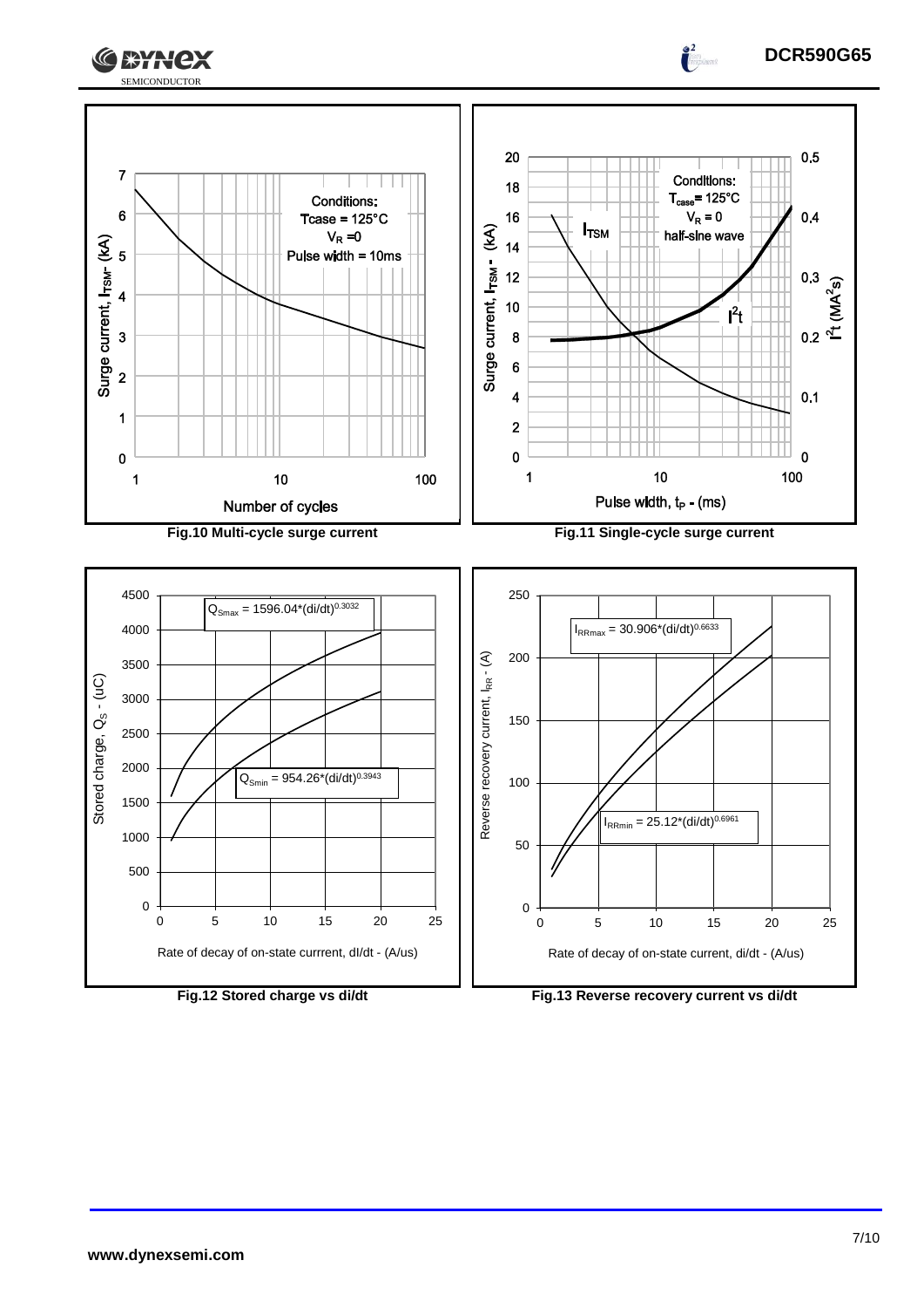Conditions:
Tcase = 125°C
$V_R$ = 0
Pulse width = 10ms

Fig.10 Multi-cycle surge current

Conditions:
$T_{case}$ = 125°C
$V_R$ = 0
half-sine wave

Fig.11 Single-cycle surge current

$Q_{Smax} = 1596.04*(di/dt)^{0.3032}$

$Q_{Smin} = 954.26*(di/dt)^{0.3943}$

Fig.12 Stored charge vs di/dt

$I_{RRmax} = 30.906*(di/dt)^{0.6633}$

$I_{RRmin} = 25.12*(di/dt)^{0.6961}$

Fig.13 Reverse recovery current vs di/dt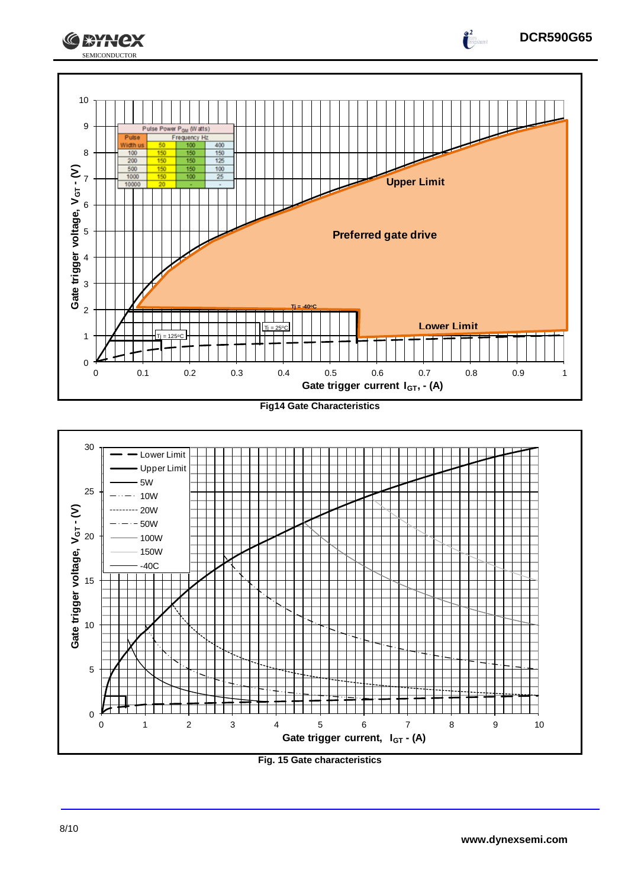Pulse Power $P_{GM}$ (Watts)

| Pulse Width us | Frequency Hz 50 | 100 | 400 |
|---|---|---|---|
| 100 | 150 | 150 | 150 |
| 200 | 150 | 150 | 125 |
| 500 | 150 | 150 | 100 |
| 1000 | 150 | 100 | 25 |
| 10000 | 20 | - | - |

Fig14 Gate Characteristics

Fig. 15 Gate characteristics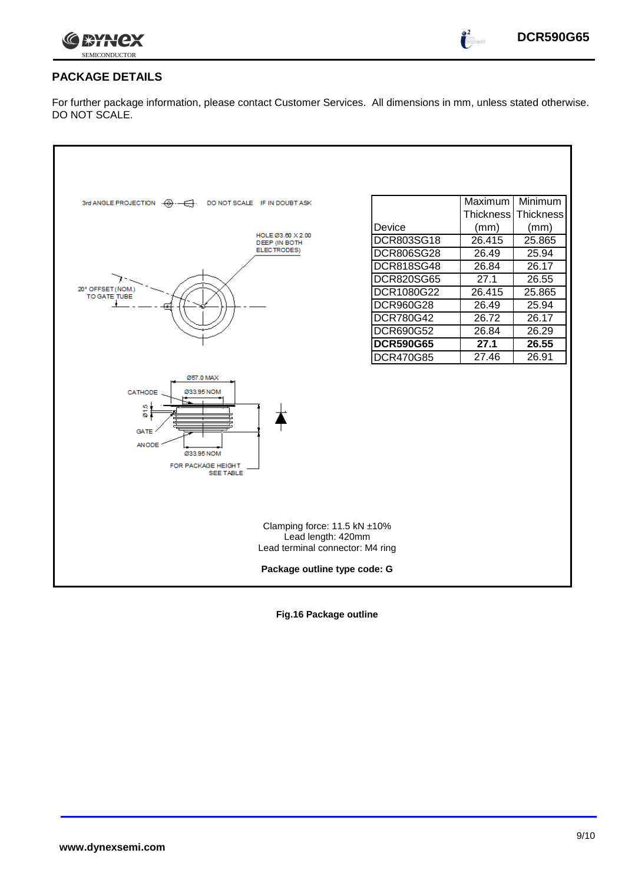## PACKAGE DETAILS

For further package information, please contact Customer Services. All dimensions in mm, unless stated otherwise. DO NOT SCALE.

3rd ANGLE PROJECTION DO NOT SCALE IF IN DOUBT ASK

HOLE Ø3.60 X 2.00 DEEP (IN BOTH ELECTRODES)

20° OFFSET (NOM.) TO GATE TUBE

Ø57.0 MAX

CATHODE Ø33.95 NOM

Ø1.5

GATE

ANODE Ø33.95 NOM

FOR PACKAGE HEIGHT SEE TABLE

| Device | Maximum Thickness (mm) | Minimum Thickness (mm) |
|---|---|---|
| DCR803SG18 | 26.415 | 25.865 |
| DCR806SG28 | 26.49 | 25.94 |
| DCR818SG48 | 26.84 | 26.17 |
| DCR820SG65 | 27.1 | 26.55 |
| DCR1080G22 | 26.415 | 25.865 |
| DCR960G28 | 26.49 | 25.94 |
| DCR780G42 | 26.72 | 26.17 |
| DCR690G52 | 26.84 | 26.29 |
| **DCR590G65** | **27.1** | **26.55** |
| DCR470G85 | 27.46 | 26.91 |

Clamping force: 11.5 kN ±10%
Lead length: 420mm
Lead terminal connector: M4 ring

**Package outline type code: G**

**Fig.16 Package outline**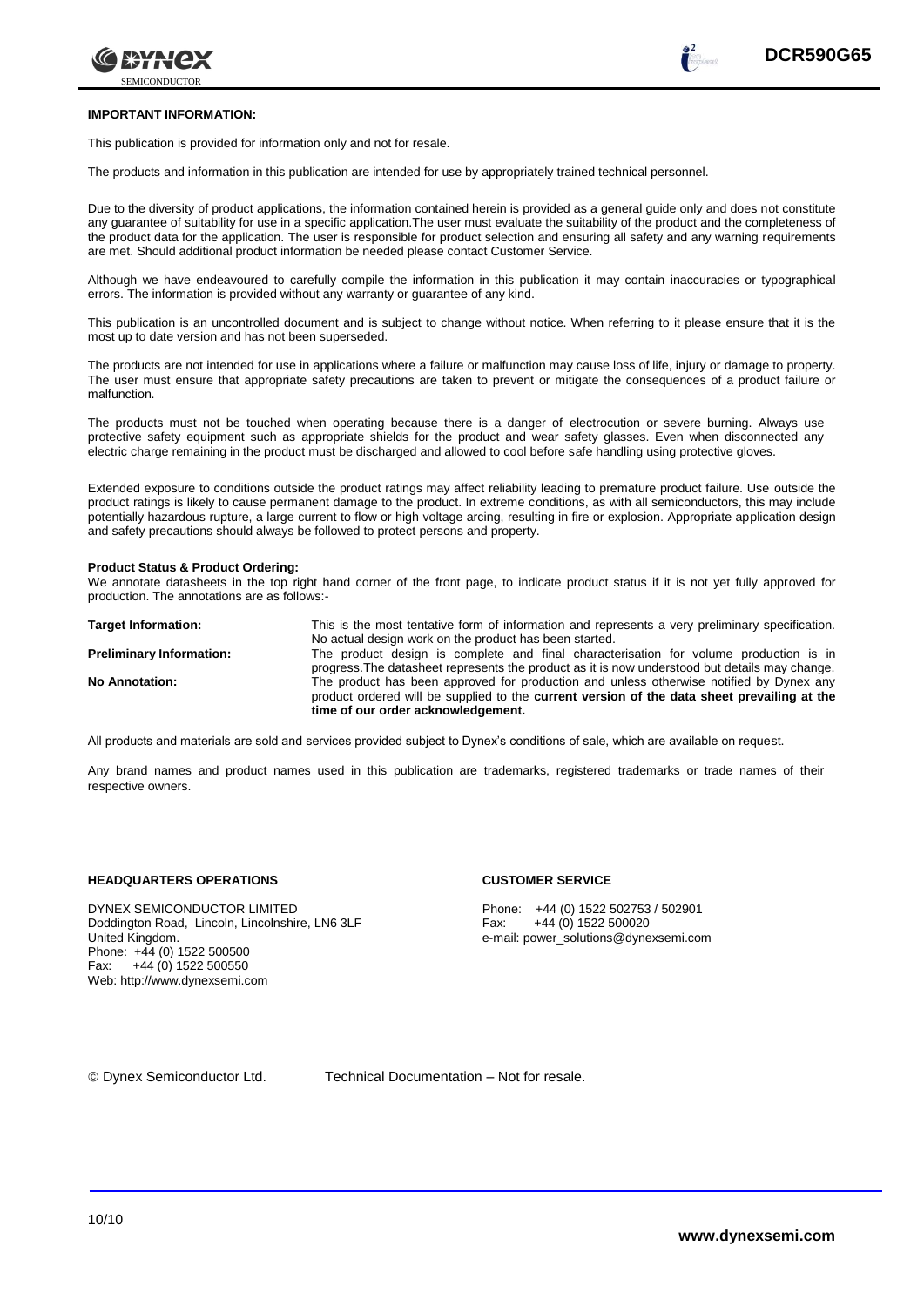**IMPORTANT INFORMATION:**

This publication is provided for information only and not for resale.

The products and information in this publication are intended for use by appropriately trained technical personnel.

Due to the diversity of product applications, the information contained herein is provided as a general guide only and does not constitute any guarantee of suitability for use in a specific application.The user must evaluate the suitability of the product and the completeness of the product data for the application. The user is responsible for product selection and ensuring all safety and any warning requirements are met. Should additional product information be needed please contact Customer Service.

Although we have endeavoured to carefully compile the information in this publication it may contain inaccuracies or typographical errors. The information is provided without any warranty or guarantee of any kind.

This publication is an uncontrolled document and is subject to change without notice. When referring to it please ensure that it is the most up to date version and has not been superseded.

The products are not intended for use in applications where a failure or malfunction may cause loss of life, injury or damage to property. The user must ensure that appropriate safety precautions are taken to prevent or mitigate the consequences of a product failure or malfunction.

The products must not be touched when operating because there is a danger of electrocution or severe burning. Always use protective safety equipment such as appropriate shields for the product and wear safety glasses. Even when disconnected any electric charge remaining in the product must be discharged and allowed to cool before safe handling using protective gloves.

Extended exposure to conditions outside the product ratings may affect reliability leading to premature product failure. Use outside the product ratings is likely to cause permanent damage to the product. In extreme conditions, as with all semiconductors, this may include potentially hazardous rupture, a large current to flow or high voltage arcing, resulting in fire or explosion. Appropriate application design and safety precautions should always be followed to protect persons and property.

**Product Status & Product Ordering:**

We annotate datasheets in the top right hand corner of the front page, to indicate product status if it is not yet fully approved for production. The annotations are as follows:-

| | |
|---|---|
| **Target Information:** | This is the most tentative form of information and represents a very preliminary specification. No actual design work on the product has been started. |
| **Preliminary Information:** | The product design is complete and final characterisation for volume production is in progress.The datasheet represents the product as it is now understood but details may change. |
| **No Annotation:** | The product has been approved for production and unless otherwise notified by Dynex any product ordered will be supplied to the **current version of the data sheet prevailing at the time of our order acknowledgement.** |

All products and materials are sold and services provided subject to Dynex's conditions of sale, which are available on request.

Any brand names and product names used in this publication are trademarks, registered trademarks or trade names of their respective owners.

**HEADQUARTERS OPERATIONS**

DYNEX SEMICONDUCTOR LIMITED
Doddington Road, Lincoln, Lincolnshire, LN6 3LF
United Kingdom.
Phone: +44 (0) 1522 500500
Fax: +44 (0) 1522 500550
Web: http://www.dynexsemi.com

**CUSTOMER SERVICE**

Phone: +44 (0) 1522 502753 / 502901
Fax: +44 (0) 1522 500020
e-mail: power_solutions@dynexsemi.com

© Dynex Semiconductor Ltd. Technical Documentation – Not for resale.